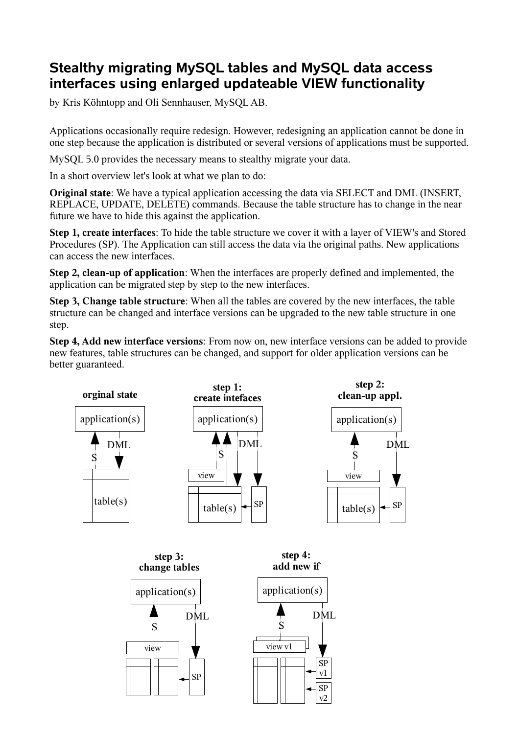# Stealthy migrating MySQL tables and MySQL data access interfaces using enlarged updateable VIEW functionality

by Kris Köhntopp and Oli Sennhauser, MySQL AB.

Applications occasionally require redesign. However, redesigning an application cannot be done in one step because the application is distributed or several versions of applications must be supported.

MySQL 5.0 provides the necessary means to stealthy migrate your data.

In a short overview let's look at what we plan to do:

**Original state**: We have a typical application accessing the data via SELECT and DML (INSERT, REPLACE, UPDATE, DELETE) commands. Because the table structure has to change in the near future we have to hide this against the application.

**Step 1, create interfaces**: To hide the table structure we cover it with a layer of VIEW's and Stored Procedures (SP). The Application can still access the data via the original paths. New applications can access the new interfaces.

**Step 2, clean-up of application**: When the interfaces are properly defined and implemented, the application can be migrated step by step to the new interfaces.

**Step 3, Change table structure**: When all the tables are covered by the new interfaces, the table structure can be changed and interface versions can be upgraded to the new table structure in one step.

**Step 4, Add new interface versions**: From now on, new interface versions can be added to provide new features, table structures can be changed, and support for older application versions can be better guaranteed.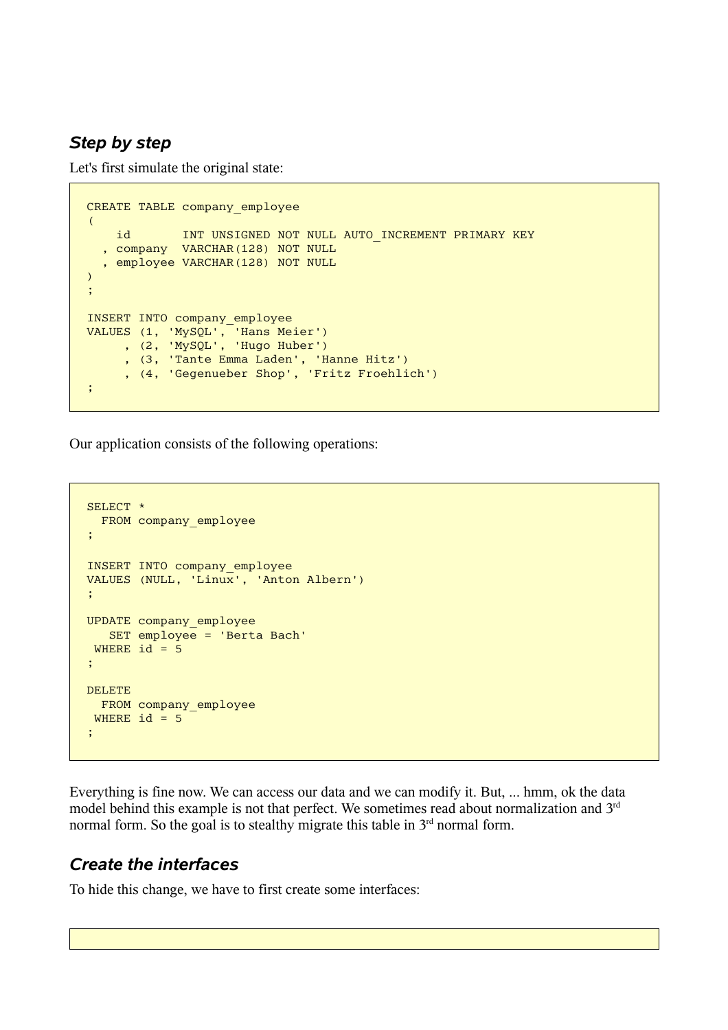### *Step by step*

Let's first simulate the original state:

```
CREATE TABLE company_employee
(
    id       INT UNSIGNED NOT NULL AUTO_INCREMENT PRIMARY KEY
  , company  VARCHAR(128) NOT NULL
  , employee VARCHAR(128) NOT NULL
)
;

INSERT INTO company_employee
VALUES (1, 'MySQL', 'Hans Meier')
     , (2, 'MySQL', 'Hugo Huber')
     , (3, 'Tante Emma Laden', 'Hanne Hitz')
     , (4, 'Gegenueber Shop', 'Fritz Froehlich')
;
```

Our application consists of the following operations:

```
SELECT *
  FROM company_employee
;

INSERT INTO company_employee
VALUES (NULL, 'Linux', 'Anton Albern')
;

UPDATE company_employee
   SET employee = 'Berta Bach'
 WHERE id = 5
;

DELETE
  FROM company_employee
 WHERE id = 5
;
```

Everything is fine now. We can access our data and we can modify it. But, ... hmm, ok the data model behind this example is not that perfect. We sometimes read about normalization and 3rd normal form. So the goal is to stealthy migrate this table in 3rd normal form.

### *Create the interfaces*

To hide this change, we have to first create some interfaces: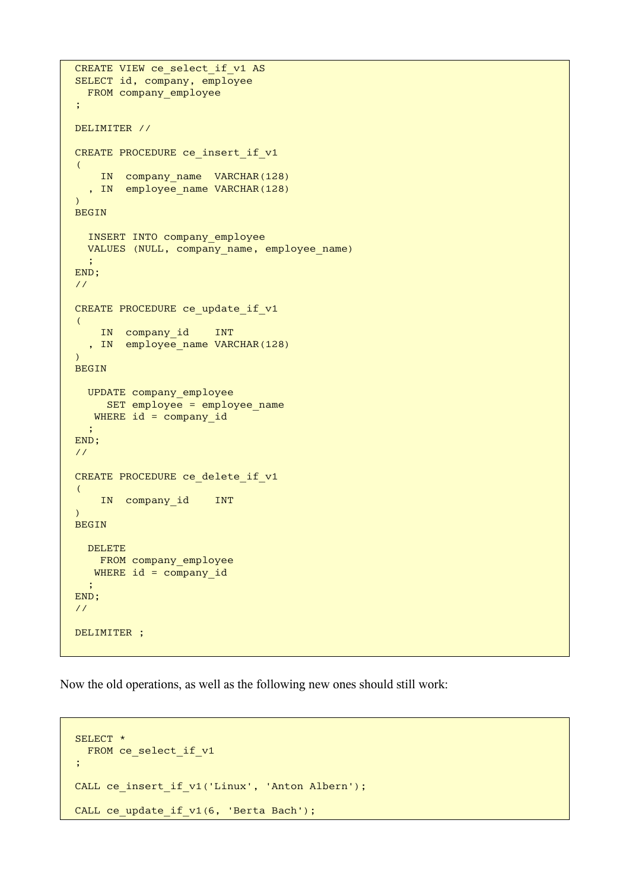```
CREATE VIEW ce_select_if_v1 AS
SELECT id, company, employee
  FROM company_employee
;

DELIMITER //

CREATE PROCEDURE ce_insert_if_v1
(
    IN  company_name  VARCHAR(128)
  , IN  employee_name VARCHAR(128)
)
BEGIN

  INSERT INTO company_employee
  VALUES (NULL, company_name, employee_name)
  ;
END;
//

CREATE PROCEDURE ce_update_if_v1
(
    IN  company_id    INT
  , IN  employee_name VARCHAR(128)
)
BEGIN

  UPDATE company_employee
     SET employee = employee_name
   WHERE id = company_id
  ;
END;
//

CREATE PROCEDURE ce_delete_if_v1
(
    IN  company_id    INT
)
BEGIN

  DELETE
    FROM company_employee
   WHERE id = company_id
  ;
END;
//

DELIMITER ;
```

Now the old operations, as well as the following new ones should still work:

```
SELECT *
  FROM ce_select_if_v1
;

CALL ce_insert_if_v1('Linux', 'Anton Albern');

CALL ce_update_if_v1(6, 'Berta Bach');
```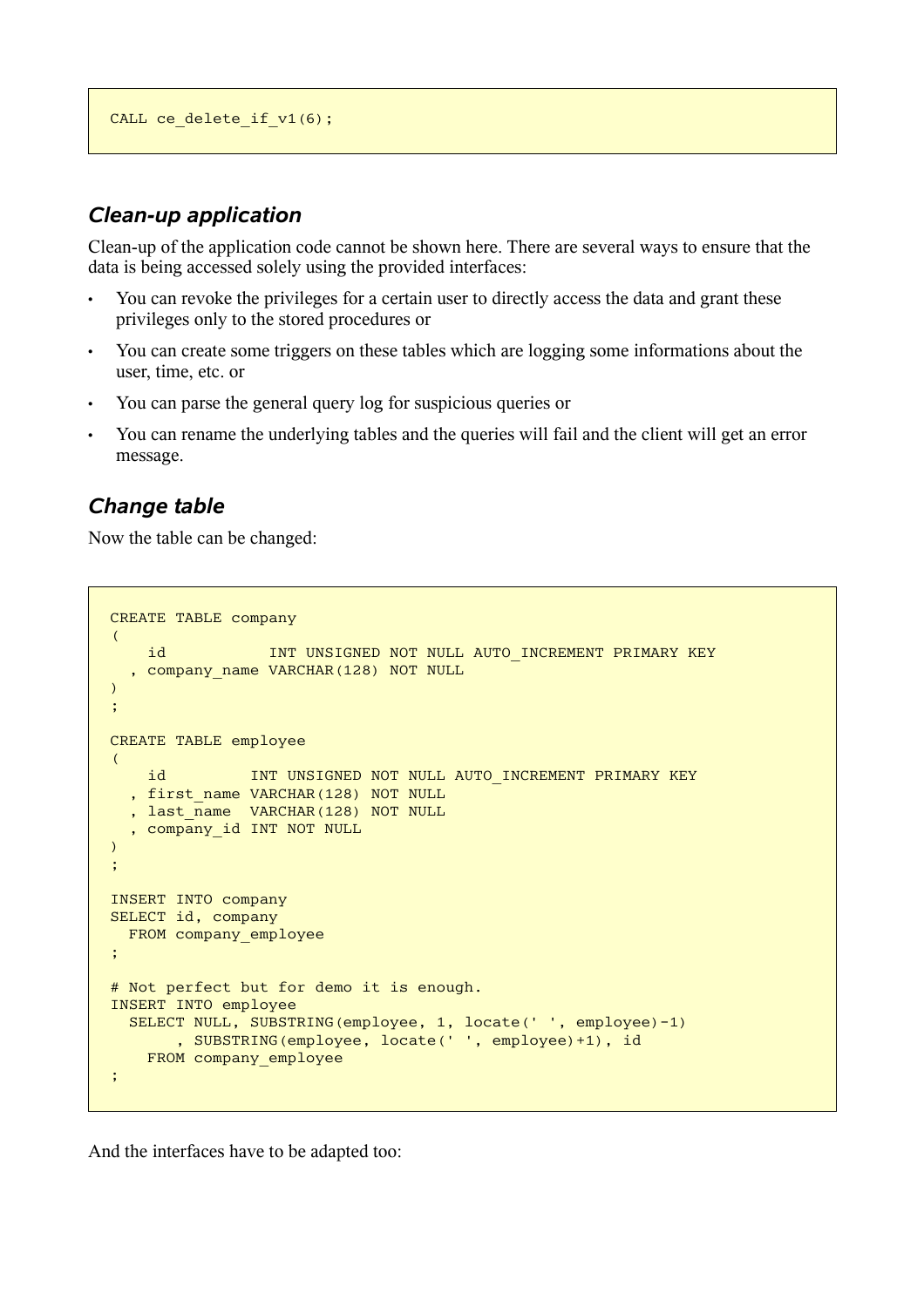```
CALL ce_delete_if_v1(6);
```

### *Clean-up application*

Clean-up of the application code cannot be shown here. There are several ways to ensure that the data is being accessed solely using the provided interfaces:

- You can revoke the privileges for a certain user to directly access the data and grant these privileges only to the stored procedures or
- You can create some triggers on these tables which are logging some informations about the user, time, etc. or
- You can parse the general query log for suspicious queries or
- You can rename the underlying tables and the queries will fail and the client will get an error message.

### *Change table*

Now the table can be changed:

```
CREATE TABLE company
(
    id           INT UNSIGNED NOT NULL AUTO_INCREMENT PRIMARY KEY
  , company_name VARCHAR(128) NOT NULL
)
;

CREATE TABLE employee
(
    id         INT UNSIGNED NOT NULL AUTO_INCREMENT PRIMARY KEY
  , first_name VARCHAR(128) NOT NULL
  , last_name  VARCHAR(128) NOT NULL
  , company_id INT NOT NULL
)
;

INSERT INTO company
SELECT id, company
  FROM company_employee
;

# Not perfect but for demo it is enough.
INSERT INTO employee
  SELECT NULL, SUBSTRING(employee, 1, locate(' ', employee)-1)
       , SUBSTRING(employee, locate(' ', employee)+1), id
    FROM company_employee
;
```

And the interfaces have to be adapted too: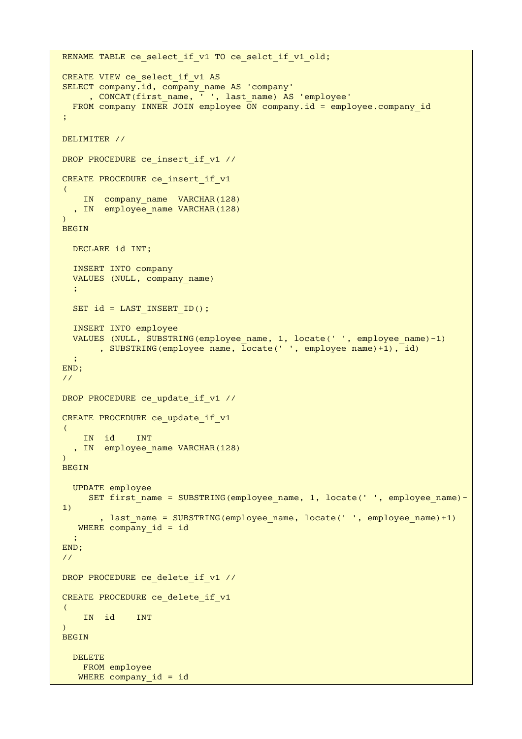```
RENAME TABLE ce_select_if_v1 TO ce_selct_if_v1_old;

CREATE VIEW ce_select_if_v1 AS
SELECT company.id, company_name AS 'company'
     , CONCAT(first_name, ' ', last_name) AS 'employee'
  FROM company INNER JOIN employee ON company.id = employee.company_id
;

DELIMITER //

DROP PROCEDURE ce_insert_if_v1 //

CREATE PROCEDURE ce_insert_if_v1
(
    IN  company_name  VARCHAR(128)
  , IN  employee_name VARCHAR(128)
)
BEGIN

  DECLARE id INT;

  INSERT INTO company
  VALUES (NULL, company_name)
  ;

  SET id = LAST_INSERT_ID();

  INSERT INTO employee
  VALUES (NULL, SUBSTRING(employee_name, 1, locate(' ', employee_name)-1)
       , SUBSTRING(employee_name, locate(' ', employee_name)+1), id)
  ;
END;
//

DROP PROCEDURE ce_update_if_v1 //

CREATE PROCEDURE ce_update_if_v1
(
    IN  id    INT
  , IN  employee_name VARCHAR(128)
)
BEGIN

  UPDATE employee
     SET first_name = SUBSTRING(employee_name, 1, locate(' ', employee_name)-
1)
       , last_name = SUBSTRING(employee_name, locate(' ', employee_name)+1)
   WHERE company_id = id
  ;
END;
//

DROP PROCEDURE ce_delete_if_v1 //

CREATE PROCEDURE ce_delete_if_v1
(
    IN  id    INT
)
BEGIN

  DELETE
    FROM employee
   WHERE company_id = id
```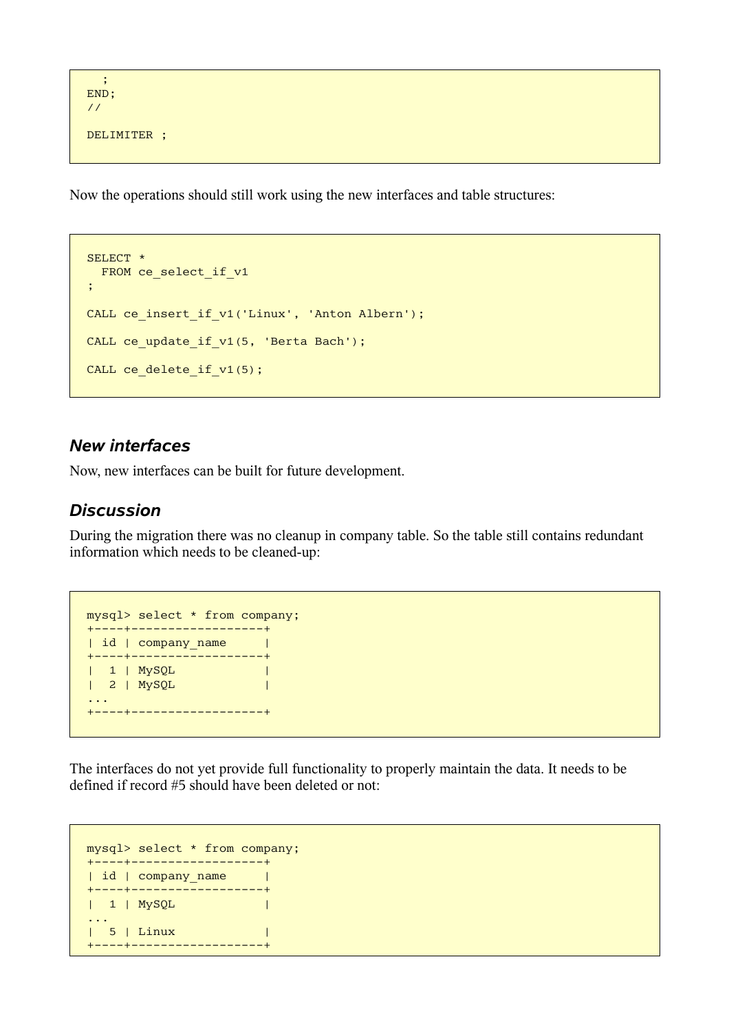```
  ;
END;
//

DELIMITER ;
```

Now the operations should still work using the new interfaces and table structures:

```
SELECT *
  FROM ce_select_if_v1
;

CALL ce_insert_if_v1('Linux', 'Anton Albern');

CALL ce_update_if_v1(5, 'Berta Bach');

CALL ce_delete_if_v1(5);
```

### *New interfaces*

Now, new interfaces can be built for future development.

### *Discussion*

During the migration there was no cleanup in company table. So the table still contains redundant information which needs to be cleaned-up:

```
mysql> select * from company;
+----+------------------+
| id | company_name     |
+----+------------------+
|  1 | MySQL            |
|  2 | MySQL            |
...
+----+------------------+
```

The interfaces do not yet provide full functionality to properly maintain the data. It needs to be defined if record #5 should have been deleted or not:

```
mysql> select * from company;
+----+------------------+
| id | company_name     |
+----+------------------+
|  1 | MySQL            |
...
|  5 | Linux            |
+----+------------------+
```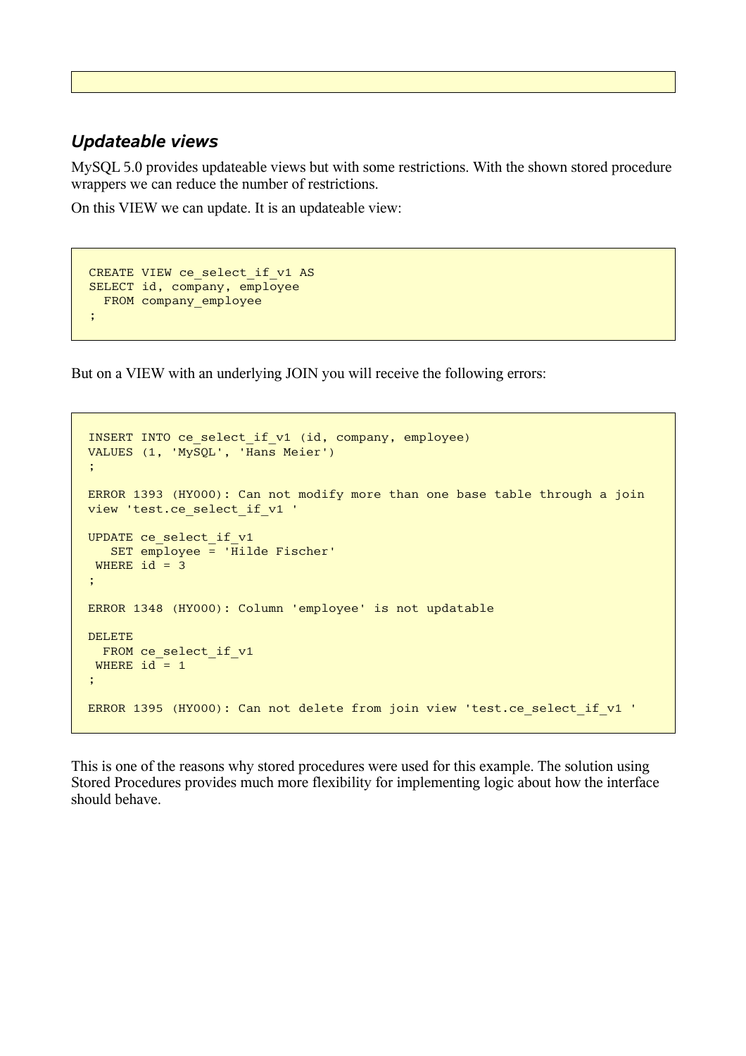## *Updateable views*

MySQL 5.0 provides updateable views but with some restrictions. With the shown stored procedure wrappers we can reduce the number of restrictions.

On this VIEW we can update. It is an updateable view:

```
CREATE VIEW ce_select_if_v1 AS
SELECT id, company, employee
  FROM company_employee
;
```

But on a VIEW with an underlying JOIN you will receive the following errors:

```
INSERT INTO ce_select_if_v1 (id, company, employee)
VALUES (1, 'MySQL', 'Hans Meier')
;

ERROR 1393 (HY000): Can not modify more than one base table through a join
view 'test.ce_select_if_v1 '

UPDATE ce_select_if_v1
   SET employee = 'Hilde Fischer'
 WHERE id = 3
;

ERROR 1348 (HY000): Column 'employee' is not updatable

DELETE
  FROM ce_select_if_v1
 WHERE id = 1
;

ERROR 1395 (HY000): Can not delete from join view 'test.ce_select_if_v1 '
```

This is one of the reasons why stored procedures were used for this example. The solution using Stored Procedures provides much more flexibility for implementing logic about how the interface should behave.